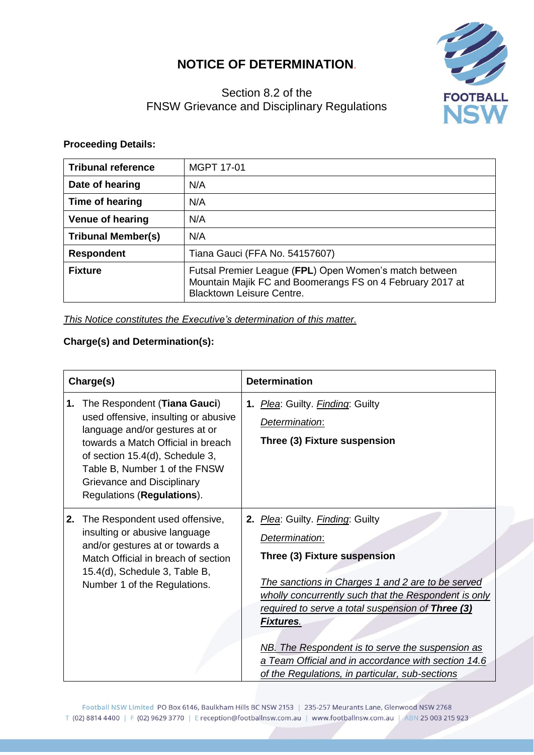# NOTICE OF DETERMINATION.

Section 8.2 of the
FNSW Grievance and Disciplinary Regulations

**Proceeding Details:**

| **Tribunal reference** | MGPT 17-01 |
|---|---|
| **Date of hearing** | N/A |
| **Time of hearing** | N/A |
| **Venue of hearing** | N/A |
| **Tribunal Member(s)** | N/A |
| **Respondent** | Tiana Gauci (FFA No. 54157607) |
| **Fixture** | Futsal Premier League (**FPL**) Open Women's match between Mountain Majik FC and Boomerangs FS on 4 February 2017 at Blacktown Leisure Centre. |

*This Notice constitutes the Executive's determination of this matter.*

**Charge(s) and Determination(s):**

| **Charge(s)** | **Determination** |
|---|---|
| **1.** The Respondent (**Tiana Gauci**) used offensive, insulting or abusive language and/or gestures at or towards a Match Official in breach of section 15.4(d), Schedule 3, Table B, Number 1 of the FNSW Grievance and Disciplinary Regulations (**Regulations**). | **1.** *Plea*: Guilty. *Finding*: Guilty<br>*Determination*:<br>**Three (3) Fixture suspension** |
| **2.** The Respondent used offensive, insulting or abusive language and/or gestures at or towards a Match Official in breach of section 15.4(d), Schedule 3, Table B, Number 1 of the Regulations. | **2.** *Plea*: Guilty. *Finding*: Guilty<br>*Determination*:<br>**Three (3) Fixture suspension**<br>*The sanctions in Charges 1 and 2 are to be served wholly concurrently such that the Respondent is only required to serve a total suspension of* ***Three (3) Fixtures****.*<br>*NB. The Respondent is to serve the suspension as a Team Official and in accordance with section 14.6 of the Regulations, in particular, sub-sections* |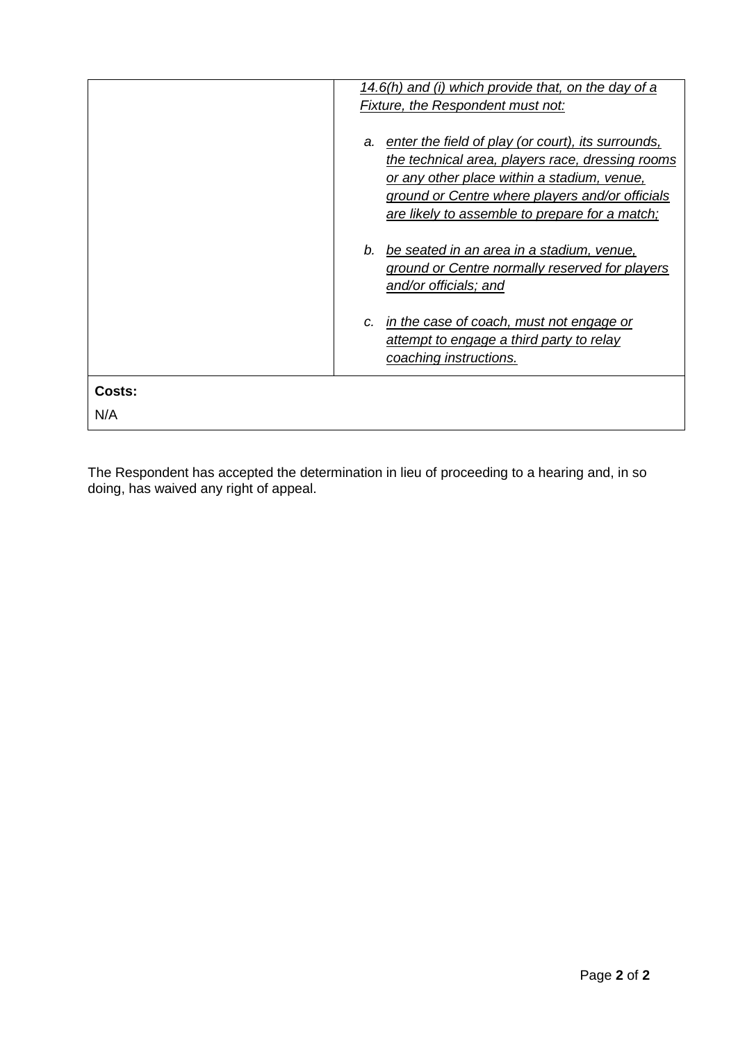| | |
|---|---|
| | <u>*14.6(h) and (i) which provide that, on the day of a Fixture, the Respondent must not:*</u><br><br>*a.* <u>*enter the field of play (or court), its surrounds, the technical area, players race, dressing rooms or any other place within a stadium, venue, ground or Centre where players and/or officials are likely to assemble to prepare for a match;*</u><br><br>*b.* <u>*be seated in an area in a stadium, venue, ground or Centre normally reserved for players and/or officials; and*</u><br><br>*c.* <u>*in the case of coach, must not engage or attempt to engage a third party to relay coaching instructions.*</u> |
| **Costs:**<br><br>N/A | |

The Respondent has accepted the determination in lieu of proceeding to a hearing and, in so doing, has waived any right of appeal.